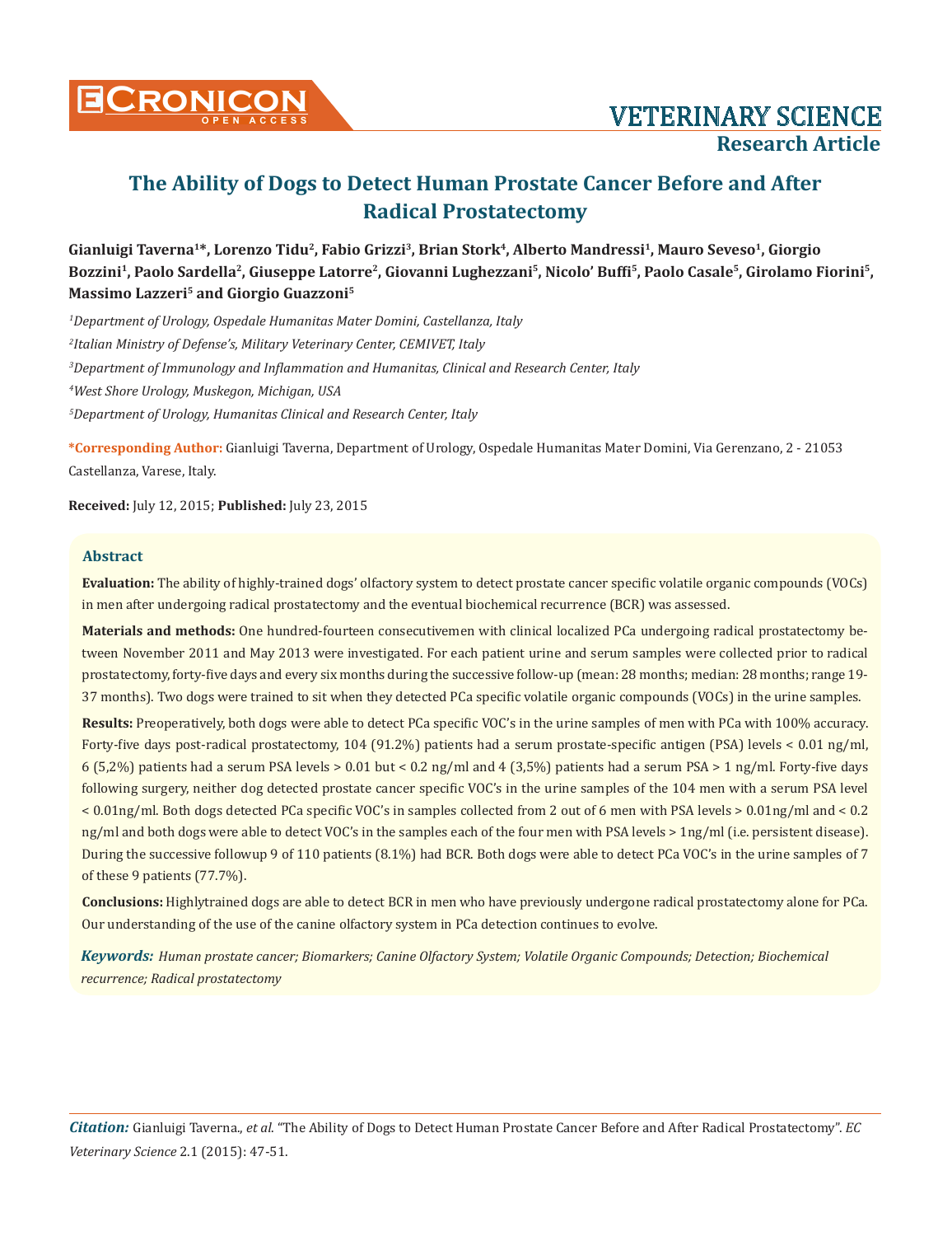# The Ability of Dogs to Detect Human Prostate Cancer Before and After Radical Prostatectomy

**Gianluigi Taverna[1]*, Lorenzo Tidu[2], Fabio Grizzi[3], Brian Stork[4], Alberto Mandressi[1], Mauro Seveso[1], Giorgio Bozzini[1], Paolo Sardella[2], Giuseppe Latorre[2], Giovanni Lughezzani[5], Nicolo' Buffi[5], Paolo Casale[5], Girolamo Fiorini[5], Massimo Lazzeri[5] and Giorgio Guazzoni[5]**

*[1]Department of Urology, Ospedale Humanitas Mater Domini, Castellanza, Italy*

*[2]Italian Ministry of Defense's, Military Veterinary Center, CEMIVET, Italy*

*[3]Department of Immunology and Inflammation and Humanitas, Clinical and Research Center, Italy*

*[4]West Shore Urology, Muskegon, Michigan, USA*

*[5]Department of Urology, Humanitas Clinical and Research Center, Italy*

**\*Corresponding Author:** Gianluigi Taverna, Department of Urology, Ospedale Humanitas Mater Domini, Via Gerenzano, 2 - 21053 Castellanza, Varese, Italy.

**Received:** July 12, 2015; **Published:** July 23, 2015

## Abstract

**Evaluation:** The ability of highly-trained dogs' olfactory system to detect prostate cancer specific volatile organic compounds (VOCs) in men after undergoing radical prostatectomy and the eventual biochemical recurrence (BCR) was assessed.

**Materials and methods:** One hundred-fourteen consecutivemen with clinical localized PCa undergoing radical prostatectomy between November 2011 and May 2013 were investigated. For each patient urine and serum samples were collected prior to radical prostatectomy, forty-five days and every six months during the successive follow-up (mean: 28 months; median: 28 months; range 19-37 months). Two dogs were trained to sit when they detected PCa specific volatile organic compounds (VOCs) in the urine samples.

**Results:** Preoperatively, both dogs were able to detect PCa specific VOC's in the urine samples of men with PCa with 100% accuracy. Forty-five days post-radical prostatectomy, 104 (91.2%) patients had a serum prostate-specific antigen (PSA) levels < 0.01 ng/ml, 6 (5,2%) patients had a serum PSA levels > 0.01 but < 0.2 ng/ml and 4 (3,5%) patients had a serum PSA > 1 ng/ml. Forty-five days following surgery, neither dog detected prostate cancer specific VOC's in the urine samples of the 104 men with a serum PSA level < 0.01ng/ml. Both dogs detected PCa specific VOC's in samples collected from 2 out of 6 men with PSA levels > 0.01ng/ml and < 0.2 ng/ml and both dogs were able to detect VOC's in the samples each of the four men with PSA levels > 1ng/ml (i.e. persistent disease). During the successive followup 9 of 110 patients (8.1%) had BCR. Both dogs were able to detect PCa VOC's in the urine samples of 7 of these 9 patients (77.7%).

**Conclusions:** Highlytrained dogs are able to detect BCR in men who have previously undergone radical prostatectomy alone for PCa. Our understanding of the use of the canine olfactory system in PCa detection continues to evolve.

***Keywords:*** *Human prostate cancer; Biomarkers; Canine Olfactory System; Volatile Organic Compounds; Detection; Biochemical recurrence; Radical prostatectomy*

***Citation:*** Gianluigi Taverna., *et al.* "The Ability of Dogs to Detect Human Prostate Cancer Before and After Radical Prostatectomy". *EC Veterinary Science* 2.1 (2015): 47-51.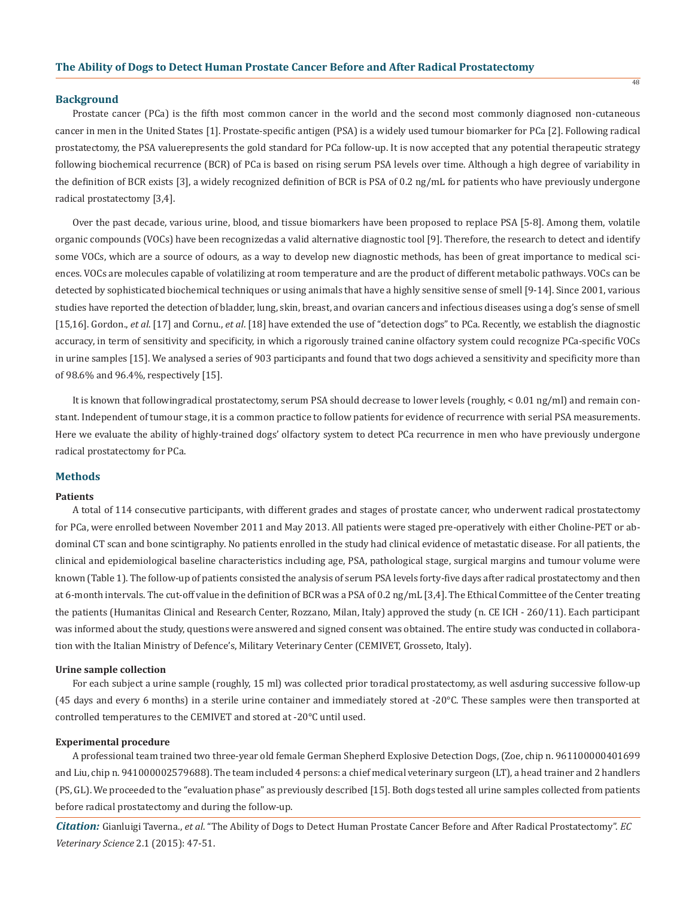## Background

Prostate cancer (PCa) is the fifth most common cancer in the world and the second most commonly diagnosed non-cutaneous cancer in men in the United States [1]. Prostate-specific antigen (PSA) is a widely used tumour biomarker for PCa [2]. Following radical prostatectomy, the PSA valuerepresents the gold standard for PCa follow-up. It is now accepted that any potential therapeutic strategy following biochemical recurrence (BCR) of PCa is based on rising serum PSA levels over time. Although a high degree of variability in the definition of BCR exists [3], a widely recognized definition of BCR is PSA of 0.2 ng/mL for patients who have previously undergone radical prostatectomy [3,4].

Over the past decade, various urine, blood, and tissue biomarkers have been proposed to replace PSA [5-8]. Among them, volatile organic compounds (VOCs) have been recognizedas a valid alternative diagnostic tool [9]. Therefore, the research to detect and identify some VOCs, which are a source of odours, as a way to develop new diagnostic methods, has been of great importance to medical sciences. VOCs are molecules capable of volatilizing at room temperature and are the product of different metabolic pathways. VOCs can be detected by sophisticated biochemical techniques or using animals that have a highly sensitive sense of smell [9-14]. Since 2001, various studies have reported the detection of bladder, lung, skin, breast, and ovarian cancers and infectious diseases using a dog's sense of smell [15,16]. Gordon., *et al*. [17] and Cornu., *et al*. [18] have extended the use of "detection dogs" to PCa. Recently, we establish the diagnostic accuracy, in term of sensitivity and specificity, in which a rigorously trained canine olfactory system could recognize PCa-specific VOCs in urine samples [15]. We analysed a series of 903 participants and found that two dogs achieved a sensitivity and specificity more than of 98.6% and 96.4%, respectively [15].

It is known that followingradical prostatectomy, serum PSA should decrease to lower levels (roughly, < 0.01 ng/ml) and remain constant. Independent of tumour stage, it is a common practice to follow patients for evidence of recurrence with serial PSA measurements. Here we evaluate the ability of highly-trained dogs' olfactory system to detect PCa recurrence in men who have previously undergone radical prostatectomy for PCa.

## Methods

### Patients

A total of 114 consecutive participants, with different grades and stages of prostate cancer, who underwent radical prostatectomy for PCa, were enrolled between November 2011 and May 2013. All patients were staged pre-operatively with either Choline-PET or abdominal CT scan and bone scintigraphy. No patients enrolled in the study had clinical evidence of metastatic disease. For all patients, the clinical and epidemiological baseline characteristics including age, PSA, pathological stage, surgical margins and tumour volume were known (Table 1). The follow-up of patients consisted the analysis of serum PSA levels forty-five days after radical prostatectomy and then at 6-month intervals. The cut-off value in the definition of BCR was a PSA of 0.2 ng/mL [3,4]. The Ethical Committee of the Center treating the patients (Humanitas Clinical and Research Center, Rozzano, Milan, Italy) approved the study (n. CE ICH - 260/11). Each participant was informed about the study, questions were answered and signed consent was obtained. The entire study was conducted in collaboration with the Italian Ministry of Defence's, Military Veterinary Center (CEMIVET, Grosseto, Italy).

### Urine sample collection

For each subject a urine sample (roughly, 15 ml) was collected prior toradical prostatectomy, as well asduring successive follow-up (45 days and every 6 months) in a sterile urine container and immediately stored at -20°C. These samples were then transported at controlled temperatures to the CEMIVET and stored at -20°C until used.

### Experimental procedure

A professional team trained two three-year old female German Shepherd Explosive Detection Dogs, (Zoe, chip n. 961100000401699 and Liu, chip n. 941000002579688). The team included 4 persons: a chief medical veterinary surgeon (LT), a head trainer and 2 handlers (PS, GL). We proceeded to the "evaluation phase" as previously described [15]. Both dogs tested all urine samples collected from patients before radical prostatectomy and during the follow-up.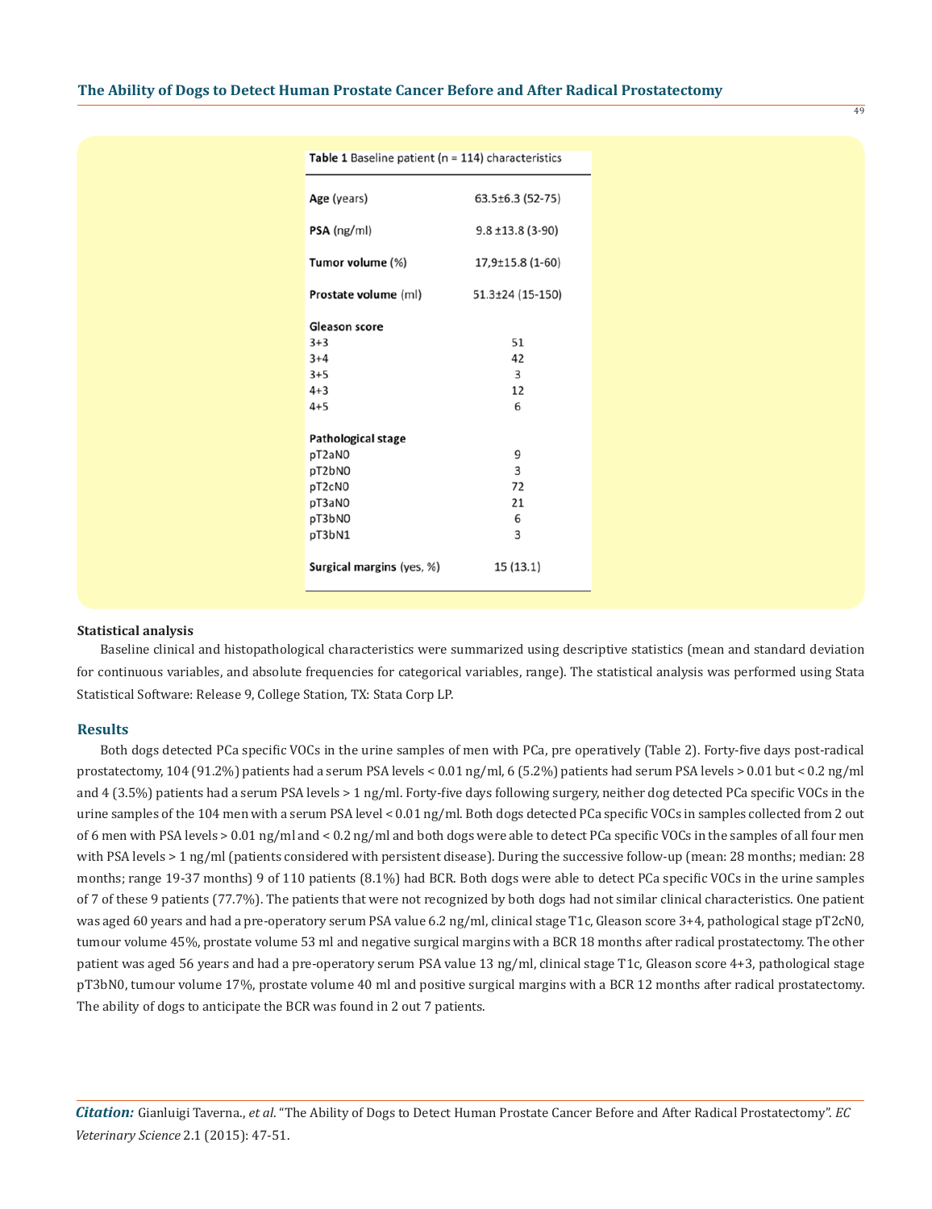**Table 1** Baseline patient (n = 114) characteristics

| | |
|---|---|
| **Age** (years) | 63.5±6.3 (52-75) |
| **PSA** (ng/ml) | 9.8 ±13.8 (3-90) |
| **Tumor volume** (%) | 17,9±15.8 (1-60) |
| **Prostate volume** (ml) | 51.3±24 (15-150) |
| **Gleason score** | |
| 3+3 | 51 |
| 3+4 | 42 |
| 3+5 | 3 |
| 4+3 | 12 |
| 4+5 | 6 |
| **Pathological stage** | |
| pT2aN0 | 9 |
| pT2bN0 | 3 |
| pT2cN0 | 72 |
| pT3aN0 | 21 |
| pT3bN0 | 6 |
| pT3bN1 | 3 |
| **Surgical margins** (yes, %) | 15 (13.1) |

**Statistical analysis**

Baseline clinical and histopathological characteristics were summarized using descriptive statistics (mean and standard deviation for continuous variables, and absolute frequencies for categorical variables, range). The statistical analysis was performed using Stata Statistical Software: Release 9, College Station, TX: Stata Corp LP.

## Results

Both dogs detected PCa specific VOCs in the urine samples of men with PCa, pre operatively (Table 2). Forty-five days post-radical prostatectomy, 104 (91.2%) patients had a serum PSA levels < 0.01 ng/ml, 6 (5.2%) patients had serum PSA levels > 0.01 but < 0.2 ng/ml and 4 (3.5%) patients had a serum PSA levels > 1 ng/ml. Forty-five days following surgery, neither dog detected PCa specific VOCs in the urine samples of the 104 men with a serum PSA level < 0.01 ng/ml. Both dogs detected PCa specific VOCs in samples collected from 2 out of 6 men with PSA levels > 0.01 ng/ml and < 0.2 ng/ml and both dogs were able to detect PCa specific VOCs in the samples of all four men with PSA levels > 1 ng/ml (patients considered with persistent disease). During the successive follow-up (mean: 28 months; median: 28 months; range 19-37 months) 9 of 110 patients (8.1%) had BCR. Both dogs were able to detect PCa specific VOCs in the urine samples of 7 of these 9 patients (77.7%). The patients that were not recognized by both dogs had not similar clinical characteristics. One patient was aged 60 years and had a pre-operatory serum PSA value 6.2 ng/ml, clinical stage T1c, Gleason score 3+4, pathological stage pT2cN0, tumour volume 45%, prostate volume 53 ml and negative surgical margins with a BCR 18 months after radical prostatectomy. The other patient was aged 56 years and had a pre-operatory serum PSA value 13 ng/ml, clinical stage T1c, Gleason score 4+3, pathological stage pT3bN0, tumour volume 17%, prostate volume 40 ml and positive surgical margins with a BCR 12 months after radical prostatectomy. The ability of dogs to anticipate the BCR was found in 2 out 7 patients.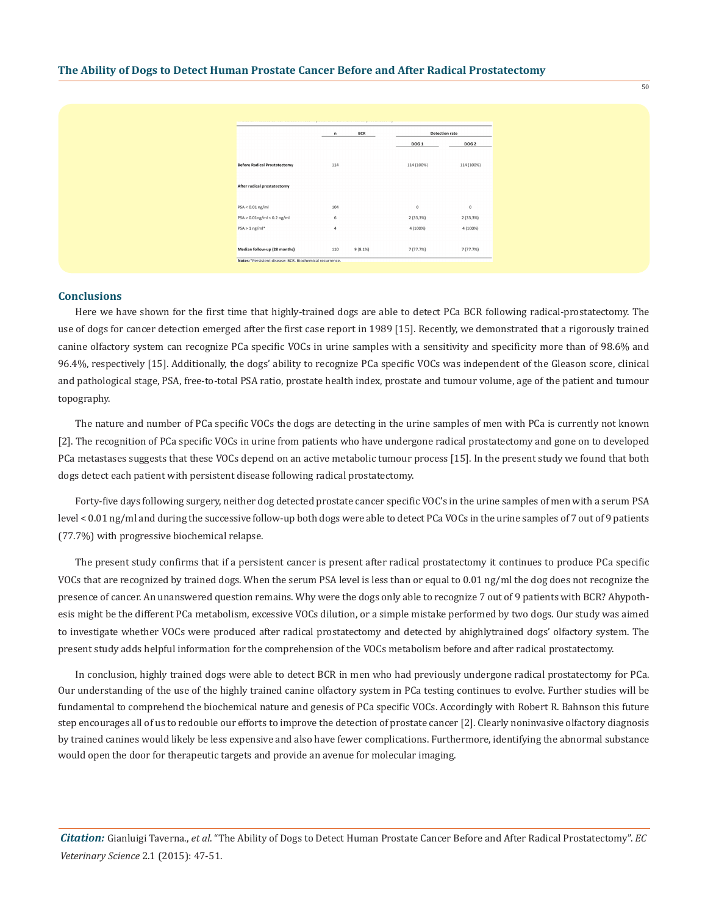|  | n | BCR | Detection rate |  |
|---|---|---|---|---|
|  |  |  | DOG 1 | DOG 2 |
| **Before Radical Prostatectomy** | 114 |  | 114 (100%) | 114 (100%) |
| **After radical prostatectomy** |  |  |  |  |
| PSA < 0.01 ng/ml | 104 |  | 0 | 0 |
| PSA > 0.01ng/ml < 0.2 ng/ml | 6 |  | 2 (33,3%) | 2 (33,3%) |
| PSA > 1 ng/ml* | 4 |  | 4 (100%) | 4 (100%) |
| **Median follow-up (28 months)** | 110 | 9 (8.1%) | 7 (77.7%) | 7 (77.7%) |

**Notes:** *Persistent disease; BCR: Biochemical recurrence.

## Conclusions

Here we have shown for the first time that highly-trained dogs are able to detect PCa BCR following radical-prostatectomy. The use of dogs for cancer detection emerged after the first case report in 1989 [15]. Recently, we demonstrated that a rigorously trained canine olfactory system can recognize PCa specific VOCs in urine samples with a sensitivity and specificity more than of 98.6% and 96.4%, respectively [15]. Additionally, the dogs' ability to recognize PCa specific VOCs was independent of the Gleason score, clinical and pathological stage, PSA, free-to-total PSA ratio, prostate health index, prostate and tumour volume, age of the patient and tumour topography.

The nature and number of PCa specific VOCs the dogs are detecting in the urine samples of men with PCa is currently not known [2]. The recognition of PCa specific VOCs in urine from patients who have undergone radical prostatectomy and gone on to developed PCa metastases suggests that these VOCs depend on an active metabolic tumour process [15]. In the present study we found that both dogs detect each patient with persistent disease following radical prostatectomy.

Forty-five days following surgery, neither dog detected prostate cancer specific VOC's in the urine samples of men with a serum PSA level < 0.01 ng/ml and during the successive follow-up both dogs were able to detect PCa VOCs in the urine samples of 7 out of 9 patients (77.7%) with progressive biochemical relapse.

The present study confirms that if a persistent cancer is present after radical prostatectomy it continues to produce PCa specific VOCs that are recognized by trained dogs. When the serum PSA level is less than or equal to 0.01 ng/ml the dog does not recognize the presence of cancer. An unanswered question remains. Why were the dogs only able to recognize 7 out of 9 patients with BCR? Ahypothesis might be the different PCa metabolism, excessive VOCs dilution, or a simple mistake performed by two dogs. Our study was aimed to investigate whether VOCs were produced after radical prostatectomy and detected by ahighlytrained dogs' olfactory system. The present study adds helpful information for the comprehension of the VOCs metabolism before and after radical prostatectomy.

In conclusion, highly trained dogs were able to detect BCR in men who had previously undergone radical prostatectomy for PCa. Our understanding of the use of the highly trained canine olfactory system in PCa testing continues to evolve. Further studies will be fundamental to comprehend the biochemical nature and genesis of PCa specific VOCs. Accordingly with Robert R. Bahnson this future step encourages all of us to redouble our efforts to improve the detection of prostate cancer [2]. Clearly noninvasive olfactory diagnosis by trained canines would likely be less expensive and also have fewer complications. Furthermore, identifying the abnormal substance would open the door for therapeutic targets and provide an avenue for molecular imaging.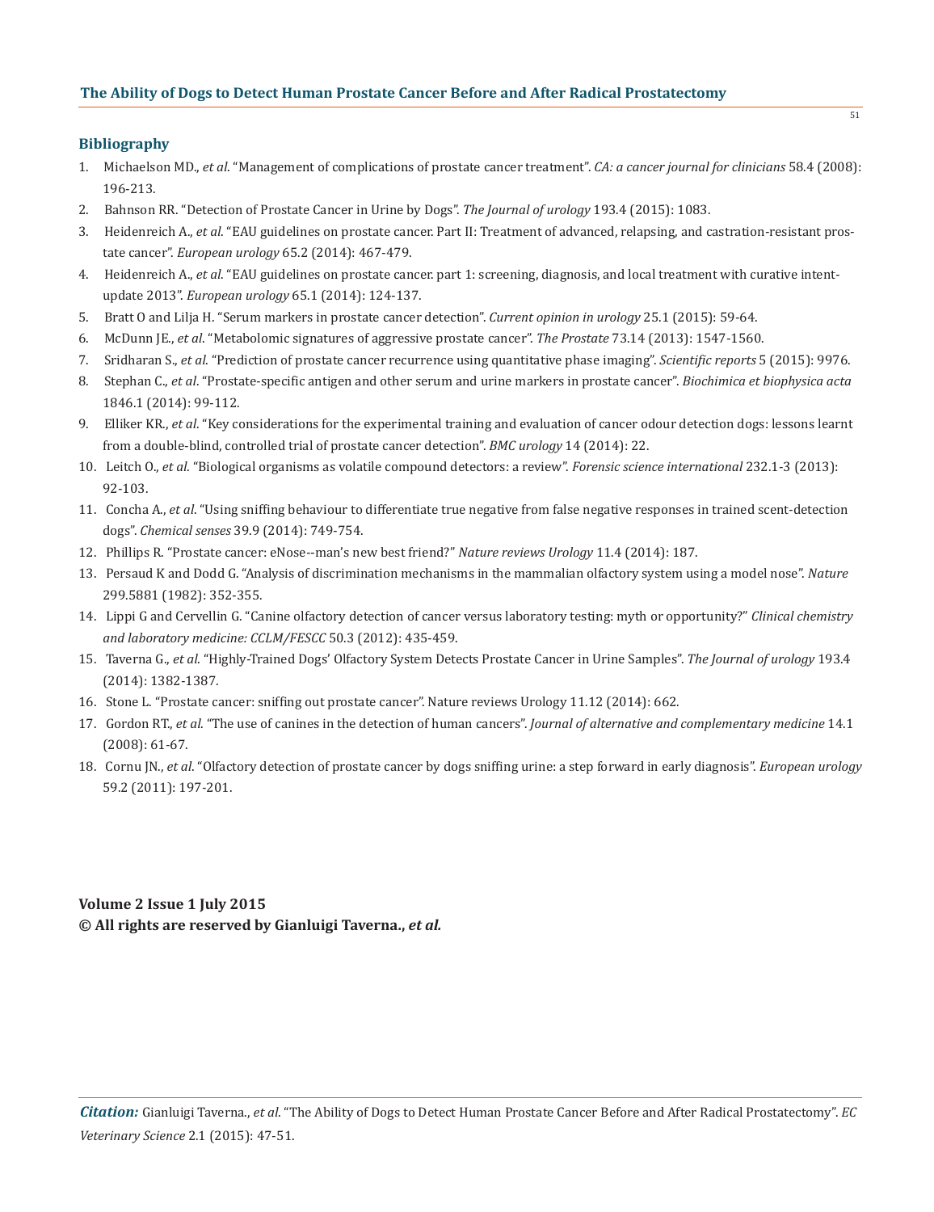## Bibliography

1. Michaelson MD., *et al*. "Management of complications of prostate cancer treatment". *CA: a cancer journal for clinicians* 58.4 (2008): 196-213.
2. Bahnson RR. "Detection of Prostate Cancer in Urine by Dogs". *The Journal of urology* 193.4 (2015): 1083.
3. Heidenreich A., *et al*. "EAU guidelines on prostate cancer. Part II: Treatment of advanced, relapsing, and castration-resistant prostate cancer". *European urology* 65.2 (2014): 467-479.
4. Heidenreich A., *et al*. "EAU guidelines on prostate cancer. part 1: screening, diagnosis, and local treatment with curative intent-update 2013". *European urology* 65.1 (2014): 124-137.
5. Bratt O and Lilja H. "Serum markers in prostate cancer detection". *Current opinion in urology* 25.1 (2015): 59-64.
6. McDunn JE., *et al*. "Metabolomic signatures of aggressive prostate cancer". *The Prostate* 73.14 (2013): 1547-1560.
7. Sridharan S., *et al*. "Prediction of prostate cancer recurrence using quantitative phase imaging". *Scientific reports* 5 (2015): 9976.
8. Stephan C., *et al*. "Prostate-specific antigen and other serum and urine markers in prostate cancer". *Biochimica et biophysica acta* 1846.1 (2014): 99-112.
9. Elliker KR., *et al*. "Key considerations for the experimental training and evaluation of cancer odour detection dogs: lessons learnt from a double-blind, controlled trial of prostate cancer detection". *BMC urology* 14 (2014): 22.
10. Leitch O., *et al*. "Biological organisms as volatile compound detectors: a review". *Forensic science international* 232.1-3 (2013): 92-103.
11. Concha A., *et al*. "Using sniffing behaviour to differentiate true negative from false negative responses in trained scent-detection dogs". *Chemical senses* 39.9 (2014): 749-754.
12. Phillips R. "Prostate cancer: eNose--man's new best friend?" *Nature reviews Urology* 11.4 (2014): 187.
13. Persaud K and Dodd G. "Analysis of discrimination mechanisms in the mammalian olfactory system using a model nose". *Nature* 299.5881 (1982): 352-355.
14. Lippi G and Cervellin G. "Canine olfactory detection of cancer versus laboratory testing: myth or opportunity?" *Clinical chemistry and laboratory medicine: CCLM/FESCC* 50.3 (2012): 435-459.
15. Taverna G., *et al*. "Highly-Trained Dogs' Olfactory System Detects Prostate Cancer in Urine Samples". *The Journal of urology* 193.4 (2014): 1382-1387.
16. Stone L. "Prostate cancer: sniffing out prostate cancer". Nature reviews Urology 11.12 (2014): 662.
17. Gordon RT., *et al*. "The use of canines in the detection of human cancers". *Journal of alternative and complementary medicine* 14.1 (2008): 61-67.
18. Cornu JN., *et al*. "Olfactory detection of prostate cancer by dogs sniffing urine: a step forward in early diagnosis". *European urology* 59.2 (2011): 197-201.

**Volume 2 Issue 1 July 2015**
**© All rights are reserved by Gianluigi Taverna., *et al.***